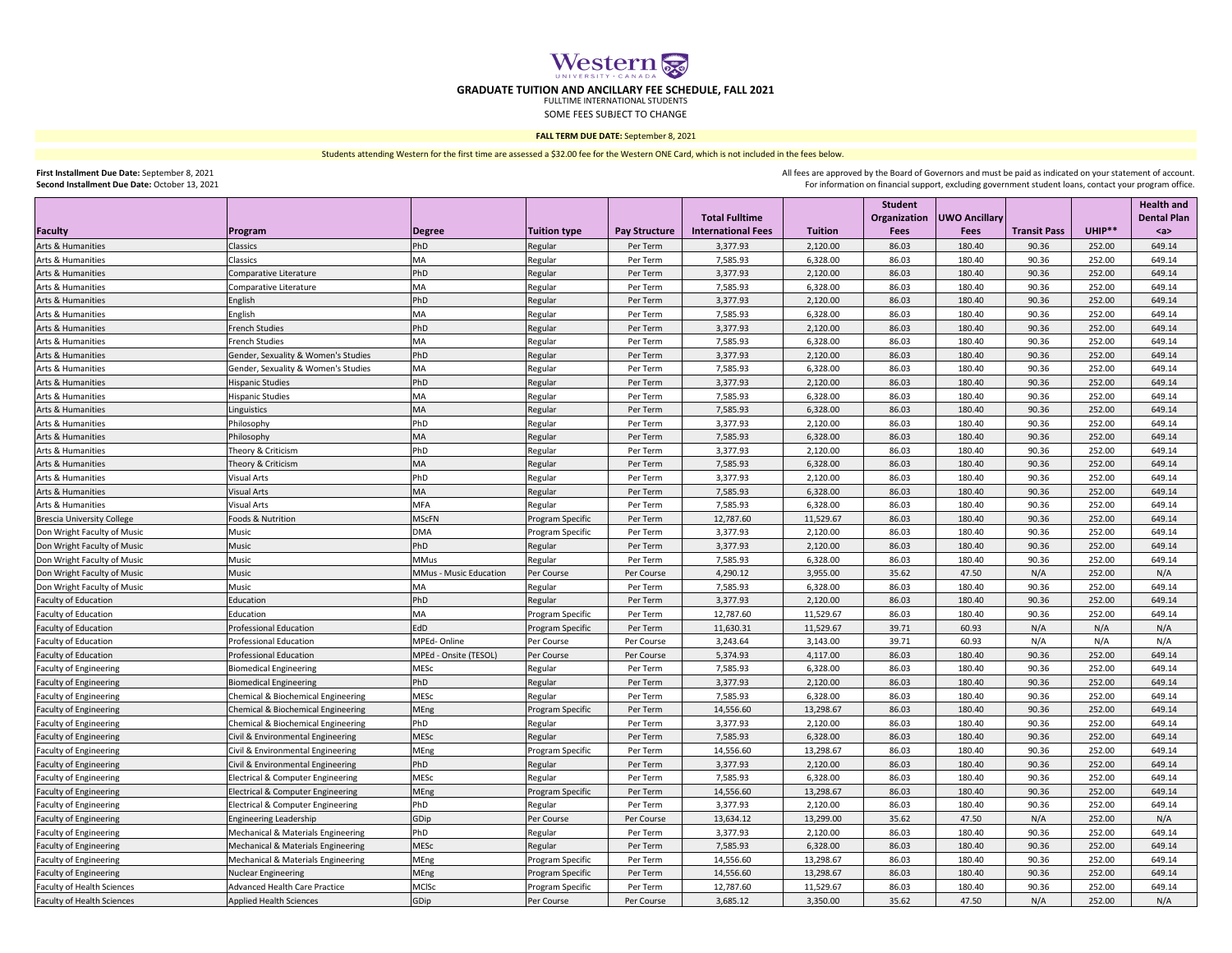Western UNIVERSITY · CANADA

# GRADUATE TUITION AND ANCILLARY FEE SCHEDULE, FALL 2021

FULLTIME INTERNATIONAL STUDENTS

SOME FEES SUBJECT TO CHANGE

**FALL TERM DUE DATE:** September 8, 2021

Students attending Western for the first time are assessed a $32.00 fee for the Western ONE Card, which is not included in the fees below.

**First Installment Due Date:** September 8, 2021
**Second Installment Due Date:** October 13, 2021

All fees are approved by the Board of Governors and must be paid as indicated on your statement of account.
For information on financial support, excluding government student loans, contact your program office.

| Faculty | Program | Degree | Tuition type | Pay Structure | Total Fulltime International Fees | Tuition | Student Organization Fees | UWO Ancillary Fees | Transit Pass | UHIP** | Health and Dental Plan <a> |
|---|---|---|---|---|---|---|---|---|---|---|---|
| Arts & Humanities | Classics | PhD | Regular | Per Term | 3,377.93 | 2,120.00 | 86.03 | 180.40 | 90.36 | 252.00 | 649.14 |
| Arts & Humanities | Classics | MA | Regular | Per Term | 7,585.93 | 6,328.00 | 86.03 | 180.40 | 90.36 | 252.00 | 649.14 |
| Arts & Humanities | Comparative Literature | PhD | Regular | Per Term | 3,377.93 | 2,120.00 | 86.03 | 180.40 | 90.36 | 252.00 | 649.14 |
| Arts & Humanities | Comparative Literature | MA | Regular | Per Term | 7,585.93 | 6,328.00 | 86.03 | 180.40 | 90.36 | 252.00 | 649.14 |
| Arts & Humanities | English | PhD | Regular | Per Term | 3,377.93 | 2,120.00 | 86.03 | 180.40 | 90.36 | 252.00 | 649.14 |
| Arts & Humanities | English | MA | Regular | Per Term | 7,585.93 | 6,328.00 | 86.03 | 180.40 | 90.36 | 252.00 | 649.14 |
| Arts & Humanities | French Studies | PhD | Regular | Per Term | 3,377.93 | 2,120.00 | 86.03 | 180.40 | 90.36 | 252.00 | 649.14 |
| Arts & Humanities | French Studies | MA | Regular | Per Term | 7,585.93 | 6,328.00 | 86.03 | 180.40 | 90.36 | 252.00 | 649.14 |
| Arts & Humanities | Gender, Sexuality & Women's Studies | PhD | Regular | Per Term | 3,377.93 | 2,120.00 | 86.03 | 180.40 | 90.36 | 252.00 | 649.14 |
| Arts & Humanities | Gender, Sexuality & Women's Studies | MA | Regular | Per Term | 7,585.93 | 6,328.00 | 86.03 | 180.40 | 90.36 | 252.00 | 649.14 |
| Arts & Humanities | Hispanic Studies | PhD | Regular | Per Term | 3,377.93 | 2,120.00 | 86.03 | 180.40 | 90.36 | 252.00 | 649.14 |
| Arts & Humanities | Hispanic Studies | MA | Regular | Per Term | 7,585.93 | 6,328.00 | 86.03 | 180.40 | 90.36 | 252.00 | 649.14 |
| Arts & Humanities | Linguistics | MA | Regular | Per Term | 7,585.93 | 6,328.00 | 86.03 | 180.40 | 90.36 | 252.00 | 649.14 |
| Arts & Humanities | Philosophy | PhD | Regular | Per Term | 3,377.93 | 2,120.00 | 86.03 | 180.40 | 90.36 | 252.00 | 649.14 |
| Arts & Humanities | Philosophy | MA | Regular | Per Term | 7,585.93 | 6,328.00 | 86.03 | 180.40 | 90.36 | 252.00 | 649.14 |
| Arts & Humanities | Theory & Criticism | PhD | Regular | Per Term | 3,377.93 | 2,120.00 | 86.03 | 180.40 | 90.36 | 252.00 | 649.14 |
| Arts & Humanities | Theory & Criticism | MA | Regular | Per Term | 7,585.93 | 6,328.00 | 86.03 | 180.40 | 90.36 | 252.00 | 649.14 |
| Arts & Humanities | Visual Arts | PhD | Regular | Per Term | 3,377.93 | 2,120.00 | 86.03 | 180.40 | 90.36 | 252.00 | 649.14 |
| Arts & Humanities | Visual Arts | MA | Regular | Per Term | 7,585.93 | 6,328.00 | 86.03 | 180.40 | 90.36 | 252.00 | 649.14 |
| Arts & Humanities | Visual Arts | MFA | Regular | Per Term | 7,585.93 | 6,328.00 | 86.03 | 180.40 | 90.36 | 252.00 | 649.14 |
| Brescia University College | Foods & Nutrition | MScFN | Program Specific | Per Term | 12,787.60 | 11,529.67 | 86.03 | 180.40 | 90.36 | 252.00 | 649.14 |
| Don Wright Faculty of Music | Music | DMA | Program Specific | Per Term | 3,377.93 | 2,120.00 | 86.03 | 180.40 | 90.36 | 252.00 | 649.14 |
| Don Wright Faculty of Music | Music | PhD | Regular | Per Term | 3,377.93 | 2,120.00 | 86.03 | 180.40 | 90.36 | 252.00 | 649.14 |
| Don Wright Faculty of Music | Music | MMus | Regular | Per Term | 7,585.93 | 6,328.00 | 86.03 | 180.40 | 90.36 | 252.00 | 649.14 |
| Don Wright Faculty of Music | Music | MMus - Music Education | Per Course | Per Course | 4,290.12 | 3,955.00 | 35.62 | 47.50 | N/A | 252.00 | N/A |
| Don Wright Faculty of Music | Music | MA | Regular | Per Term | 7,585.93 | 6,328.00 | 86.03 | 180.40 | 90.36 | 252.00 | 649.14 |
| Faculty of Education | Education | PhD | Regular | Per Term | 3,377.93 | 2,120.00 | 86.03 | 180.40 | 90.36 | 252.00 | 649.14 |
| Faculty of Education | Education | MA | Program Specific | Per Term | 12,787.60 | 11,529.67 | 86.03 | 180.40 | 90.36 | 252.00 | 649.14 |
| Faculty of Education | Professional Education | EdD | Program Specific | Per Term | 11,630.31 | 11,529.67 | 39.71 | 60.93 | N/A | N/A | N/A |
| Faculty of Education | Professional Education | MPEd- Online | Per Course | Per Course | 3,243.64 | 3,143.00 | 39.71 | 60.93 | N/A | N/A | N/A |
| Faculty of Education | Professional Education | MPEd - Onsite (TESOL) | Per Course | Per Course | 5,374.93 | 4,117.00 | 86.03 | 180.40 | 90.36 | 252.00 | 649.14 |
| Faculty of Engineering | Biomedical Engineering | MESc | Regular | Per Term | 7,585.93 | 6,328.00 | 86.03 | 180.40 | 90.36 | 252.00 | 649.14 |
| Faculty of Engineering | Biomedical Engineering | PhD | Regular | Per Term | 3,377.93 | 2,120.00 | 86.03 | 180.40 | 90.36 | 252.00 | 649.14 |
| Faculty of Engineering | Chemical & Biochemical Engineering | MESc | Regular | Per Term | 7,585.93 | 6,328.00 | 86.03 | 180.40 | 90.36 | 252.00 | 649.14 |
| Faculty of Engineering | Chemical & Biochemical Engineering | MEng | Program Specific | Per Term | 14,556.60 | 13,298.67 | 86.03 | 180.40 | 90.36 | 252.00 | 649.14 |
| Faculty of Engineering | Chemical & Biochemical Engineering | PhD | Regular | Per Term | 3,377.93 | 2,120.00 | 86.03 | 180.40 | 90.36 | 252.00 | 649.14 |
| Faculty of Engineering | Civil & Environmental Engineering | MESc | Regular | Per Term | 7,585.93 | 6,328.00 | 86.03 | 180.40 | 90.36 | 252.00 | 649.14 |
| Faculty of Engineering | Civil & Environmental Engineering | MEng | Program Specific | Per Term | 14,556.60 | 13,298.67 | 86.03 | 180.40 | 90.36 | 252.00 | 649.14 |
| Faculty of Engineering | Civil & Environmental Engineering | PhD | Regular | Per Term | 3,377.93 | 2,120.00 | 86.03 | 180.40 | 90.36 | 252.00 | 649.14 |
| Faculty of Engineering | Electrical & Computer Engineering | MESc | Regular | Per Term | 7,585.93 | 6,328.00 | 86.03 | 180.40 | 90.36 | 252.00 | 649.14 |
| Faculty of Engineering | Electrical & Computer Engineering | MEng | Program Specific | Per Term | 14,556.60 | 13,298.67 | 86.03 | 180.40 | 90.36 | 252.00 | 649.14 |
| Faculty of Engineering | Electrical & Computer Engineering | PhD | Regular | Per Term | 3,377.93 | 2,120.00 | 86.03 | 180.40 | 90.36 | 252.00 | 649.14 |
| Faculty of Engineering | Engineering Leadership | GDip | Per Course | Per Course | 13,634.12 | 13,299.00 | 35.62 | 47.50 | N/A | 252.00 | N/A |
| Faculty of Engineering | Mechanical & Materials Engineering | PhD | Regular | Per Term | 3,377.93 | 2,120.00 | 86.03 | 180.40 | 90.36 | 252.00 | 649.14 |
| Faculty of Engineering | Mechanical & Materials Engineering | MESc | Regular | Per Term | 7,585.93 | 6,328.00 | 86.03 | 180.40 | 90.36 | 252.00 | 649.14 |
| Faculty of Engineering | Mechanical & Materials Engineering | MEng | Program Specific | Per Term | 14,556.60 | 13,298.67 | 86.03 | 180.40 | 90.36 | 252.00 | 649.14 |
| Faculty of Engineering | Nuclear Engineering | MEng | Program Specific | Per Term | 14,556.60 | 13,298.67 | 86.03 | 180.40 | 90.36 | 252.00 | 649.14 |
| Faculty of Health Sciences | Advanced Health Care Practice | MClSc | Program Specific | Per Term | 12,787.60 | 11,529.67 | 86.03 | 180.40 | 90.36 | 252.00 | 649.14 |
| Faculty of Health Sciences | Applied Health Sciences | GDip | Per Course | Per Course | 3,685.12 | 3,350.00 | 35.62 | 47.50 | N/A | 252.00 | N/A |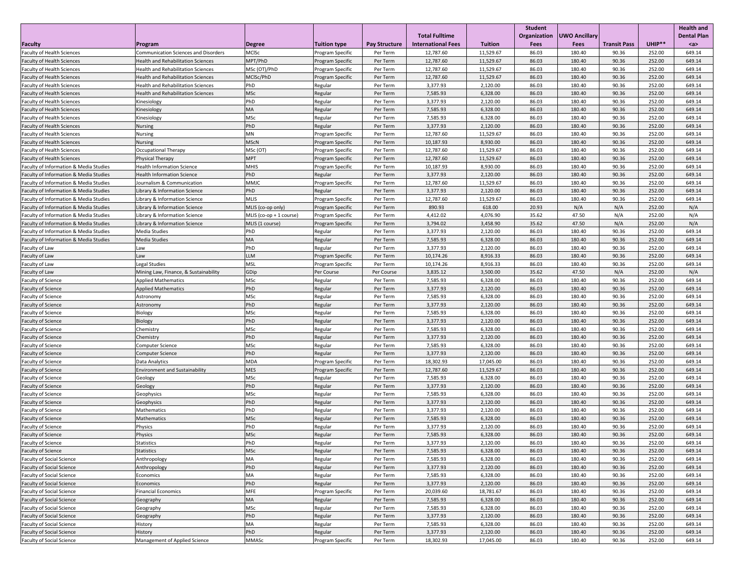| Faculty | Program | Degree | Tuition type | Pay Structure | Total Fulltime International Fees | Tuition | Student Organization Fees | UWO Ancillary Fees | Transit Pass | UHIP** | Health and Dental Plan <a> |
|---|---|---|---|---|---|---|---|---|---|---|---|
| Faculty of Health Sciences | Communication Sciences and Disorders | MClSc | Program Specific | Per Term | 12,787.60 | 11,529.67 | 86.03 | 180.40 | 90.36 | 252.00 | 649.14 |
| Faculty of Health Sciences | Health and Rehabilitation Sciences | MPT/PhD | Program Specific | Per Term | 12,787.60 | 11,529.67 | 86.03 | 180.40 | 90.36 | 252.00 | 649.14 |
| Faculty of Health Sciences | Health and Rehabilitation Sciences | MSc (OT)/PhD | Program Specific | Per Term | 12,787.60 | 11,529.67 | 86.03 | 180.40 | 90.36 | 252.00 | 649.14 |
| Faculty of Health Sciences | Health and Rehabilitation Sciences | MClSc/PhD | Program Specific | Per Term | 12,787.60 | 11,529.67 | 86.03 | 180.40 | 90.36 | 252.00 | 649.14 |
| Faculty of Health Sciences | Health and Rehabilitation Sciences | PhD | Regular | Per Term | 3,377.93 | 2,120.00 | 86.03 | 180.40 | 90.36 | 252.00 | 649.14 |
| Faculty of Health Sciences | Health and Rehabilitation Sciences | MSc | Regular | Per Term | 7,585.93 | 6,328.00 | 86.03 | 180.40 | 90.36 | 252.00 | 649.14 |
| Faculty of Health Sciences | Kinesiology | PhD | Regular | Per Term | 3,377.93 | 2,120.00 | 86.03 | 180.40 | 90.36 | 252.00 | 649.14 |
| Faculty of Health Sciences | Kinesiology | MA | Regular | Per Term | 7,585.93 | 6,328.00 | 86.03 | 180.40 | 90.36 | 252.00 | 649.14 |
| Faculty of Health Sciences | Kinesiology | MSc | Regular | Per Term | 7,585.93 | 6,328.00 | 86.03 | 180.40 | 90.36 | 252.00 | 649.14 |
| Faculty of Health Sciences | Nursing | PhD | Regular | Per Term | 3,377.93 | 2,120.00 | 86.03 | 180.40 | 90.36 | 252.00 | 649.14 |
| Faculty of Health Sciences | Nursing | MN | Program Specific | Per Term | 12,787.60 | 11,529.67 | 86.03 | 180.40 | 90.36 | 252.00 | 649.14 |
| Faculty of Health Sciences | Nursing | MScN | Program Specific | Per Term | 10,187.93 | 8,930.00 | 86.03 | 180.40 | 90.36 | 252.00 | 649.14 |
| Faculty of Health Sciences | Occupational Therapy | MSc (OT) | Program Specific | Per Term | 12,787.60 | 11,529.67 | 86.03 | 180.40 | 90.36 | 252.00 | 649.14 |
| Faculty of Health Sciences | Physical Therapy | MPT | Program Specific | Per Term | 12,787.60 | 11,529.67 | 86.03 | 180.40 | 90.36 | 252.00 | 649.14 |
| Faculty of Information & Media Studies | Health Information Science | MHIS | Program Specific | Per Term | 10,187.93 | 8,930.00 | 86.03 | 180.40 | 90.36 | 252.00 | 649.14 |
| Faculty of Information & Media Studies | Health Information Science | PhD | Regular | Per Term | 3,377.93 | 2,120.00 | 86.03 | 180.40 | 90.36 | 252.00 | 649.14 |
| Faculty of Information & Media Studies | Journalism & Communication | MMJC | Program Specific | Per Term | 12,787.60 | 11,529.67 | 86.03 | 180.40 | 90.36 | 252.00 | 649.14 |
| Faculty of Information & Media Studies | Library & Information Science | PhD | Regular | Per Term | 3,377.93 | 2,120.00 | 86.03 | 180.40 | 90.36 | 252.00 | 649.14 |
| Faculty of Information & Media Studies | Library & Information Science | MLIS | Program Specific | Per Term | 12,787.60 | 11,529.67 | 86.03 | 180.40 | 90.36 | 252.00 | 649.14 |
| Faculty of Information & Media Studies | Library & Information Science | MLIS (co-op only) | Program Specific | Per Term | 890.93 | 618.00 | 20.93 | N/A | N/A | 252.00 | N/A |
| Faculty of Information & Media Studies | Library & Information Science | MLIS (co-op + 1 course) | Program Specific | Per Term | 4,412.02 | 4,076.90 | 35.62 | 47.50 | N/A | 252.00 | N/A |
| Faculty of Information & Media Studies | Library & Information Science | MLIS (1 course) | Program Specific | Per Term | 3,794.02 | 3,458.90 | 35.62 | 47.50 | N/A | 252.00 | N/A |
| Faculty of Information & Media Studies | Media Studies | PhD | Regular | Per Term | 3,377.93 | 2,120.00 | 86.03 | 180.40 | 90.36 | 252.00 | 649.14 |
| Faculty of Information & Media Studies | Media Studies | MA | Regular | Per Term | 7,585.93 | 6,328.00 | 86.03 | 180.40 | 90.36 | 252.00 | 649.14 |
| Faculty of Law | Law | PhD | Regular | Per Term | 3,377.93 | 2,120.00 | 86.03 | 180.40 | 90.36 | 252.00 | 649.14 |
| Faculty of Law | Law | LLM | Program Specific | Per Term | 10,174.26 | 8,916.33 | 86.03 | 180.40 | 90.36 | 252.00 | 649.14 |
| Faculty of Law | Legal Studies | MSL | Program Specific | Per Term | 10,174.26 | 8,916.33 | 86.03 | 180.40 | 90.36 | 252.00 | 649.14 |
| Faculty of Law | Mining Law, Finance, & Sustainability | GDip | Per Course | Per Course | 3,835.12 | 3,500.00 | 35.62 | 47.50 | N/A | 252.00 | N/A |
| Faculty of Science | Applied Mathematics | MSc | Regular | Per Term | 7,585.93 | 6,328.00 | 86.03 | 180.40 | 90.36 | 252.00 | 649.14 |
| Faculty of Science | Applied Mathematics | PhD | Regular | Per Term | 3,377.93 | 2,120.00 | 86.03 | 180.40 | 90.36 | 252.00 | 649.14 |
| Faculty of Science | Astronomy | MSc | Regular | Per Term | 7,585.93 | 6,328.00 | 86.03 | 180.40 | 90.36 | 252.00 | 649.14 |
| Faculty of Science | Astronomy | PhD | Regular | Per Term | 3,377.93 | 2,120.00 | 86.03 | 180.40 | 90.36 | 252.00 | 649.14 |
| Faculty of Science | Biology | MSc | Regular | Per Term | 7,585.93 | 6,328.00 | 86.03 | 180.40 | 90.36 | 252.00 | 649.14 |
| Faculty of Science | Biology | PhD | Regular | Per Term | 3,377.93 | 2,120.00 | 86.03 | 180.40 | 90.36 | 252.00 | 649.14 |
| Faculty of Science | Chemistry | MSc | Regular | Per Term | 7,585.93 | 6,328.00 | 86.03 | 180.40 | 90.36 | 252.00 | 649.14 |
| Faculty of Science | Chemistry | PhD | Regular | Per Term | 3,377.93 | 2,120.00 | 86.03 | 180.40 | 90.36 | 252.00 | 649.14 |
| Faculty of Science | Computer Science | MSc | Regular | Per Term | 7,585.93 | 6,328.00 | 86.03 | 180.40 | 90.36 | 252.00 | 649.14 |
| Faculty of Science | Computer Science | PhD | Regular | Per Term | 3,377.93 | 2,120.00 | 86.03 | 180.40 | 90.36 | 252.00 | 649.14 |
| Faculty of Science | Data Analytics | MDA | Program Specific | Per Term | 18,302.93 | 17,045.00 | 86.03 | 180.40 | 90.36 | 252.00 | 649.14 |
| Faculty of Science | Environment and Sustainability | MES | Program Specific | Per Term | 12,787.60 | 11,529.67 | 86.03 | 180.40 | 90.36 | 252.00 | 649.14 |
| Faculty of Science | Geology | MSc | Regular | Per Term | 7,585.93 | 6,328.00 | 86.03 | 180.40 | 90.36 | 252.00 | 649.14 |
| Faculty of Science | Geology | PhD | Regular | Per Term | 3,377.93 | 2,120.00 | 86.03 | 180.40 | 90.36 | 252.00 | 649.14 |
| Faculty of Science | Geophysics | MSc | Regular | Per Term | 7,585.93 | 6,328.00 | 86.03 | 180.40 | 90.36 | 252.00 | 649.14 |
| Faculty of Science | Geophysics | PhD | Regular | Per Term | 3,377.93 | 2,120.00 | 86.03 | 180.40 | 90.36 | 252.00 | 649.14 |
| Faculty of Science | Mathematics | PhD | Regular | Per Term | 3,377.93 | 2,120.00 | 86.03 | 180.40 | 90.36 | 252.00 | 649.14 |
| Faculty of Science | Mathematics | MSc | Regular | Per Term | 7,585.93 | 6,328.00 | 86.03 | 180.40 | 90.36 | 252.00 | 649.14 |
| Faculty of Science | Physics | PhD | Regular | Per Term | 3,377.93 | 2,120.00 | 86.03 | 180.40 | 90.36 | 252.00 | 649.14 |
| Faculty of Science | Physics | MSc | Regular | Per Term | 7,585.93 | 6,328.00 | 86.03 | 180.40 | 90.36 | 252.00 | 649.14 |
| Faculty of Science | Statistics | PhD | Regular | Per Term | 3,377.93 | 2,120.00 | 86.03 | 180.40 | 90.36 | 252.00 | 649.14 |
| Faculty of Science | Statistics | MSc | Regular | Per Term | 7,585.93 | 6,328.00 | 86.03 | 180.40 | 90.36 | 252.00 | 649.14 |
| Faculty of Social Science | Anthropology | MA | Regular | Per Term | 7,585.93 | 6,328.00 | 86.03 | 180.40 | 90.36 | 252.00 | 649.14 |
| Faculty of Social Science | Anthropology | PhD | Regular | Per Term | 3,377.93 | 2,120.00 | 86.03 | 180.40 | 90.36 | 252.00 | 649.14 |
| Faculty of Social Science | Economics | MA | Regular | Per Term | 7,585.93 | 6,328.00 | 86.03 | 180.40 | 90.36 | 252.00 | 649.14 |
| Faculty of Social Science | Economics | PhD | Regular | Per Term | 3,377.93 | 2,120.00 | 86.03 | 180.40 | 90.36 | 252.00 | 649.14 |
| Faculty of Social Science | Financial Economics | MFE | Program Specific | Per Term | 20,039.60 | 18,781.67 | 86.03 | 180.40 | 90.36 | 252.00 | 649.14 |
| Faculty of Social Science | Geography | MA | Regular | Per Term | 7,585.93 | 6,328.00 | 86.03 | 180.40 | 90.36 | 252.00 | 649.14 |
| Faculty of Social Science | Geography | MSc | Regular | Per Term | 7,585.93 | 6,328.00 | 86.03 | 180.40 | 90.36 | 252.00 | 649.14 |
| Faculty of Social Science | Geography | PhD | Regular | Per Term | 3,377.93 | 2,120.00 | 86.03 | 180.40 | 90.36 | 252.00 | 649.14 |
| Faculty of Social Science | History | MA | Regular | Per Term | 7,585.93 | 6,328.00 | 86.03 | 180.40 | 90.36 | 252.00 | 649.14 |
| Faculty of Social Science | History | PhD | Regular | Per Term | 3,377.93 | 2,120.00 | 86.03 | 180.40 | 90.36 | 252.00 | 649.14 |
| Faculty of Social Science | Management of Applied Science | MMASc | Program Specific | Per Term | 18,302.93 | 17,045.00 | 86.03 | 180.40 | 90.36 | 252.00 | 649.14 |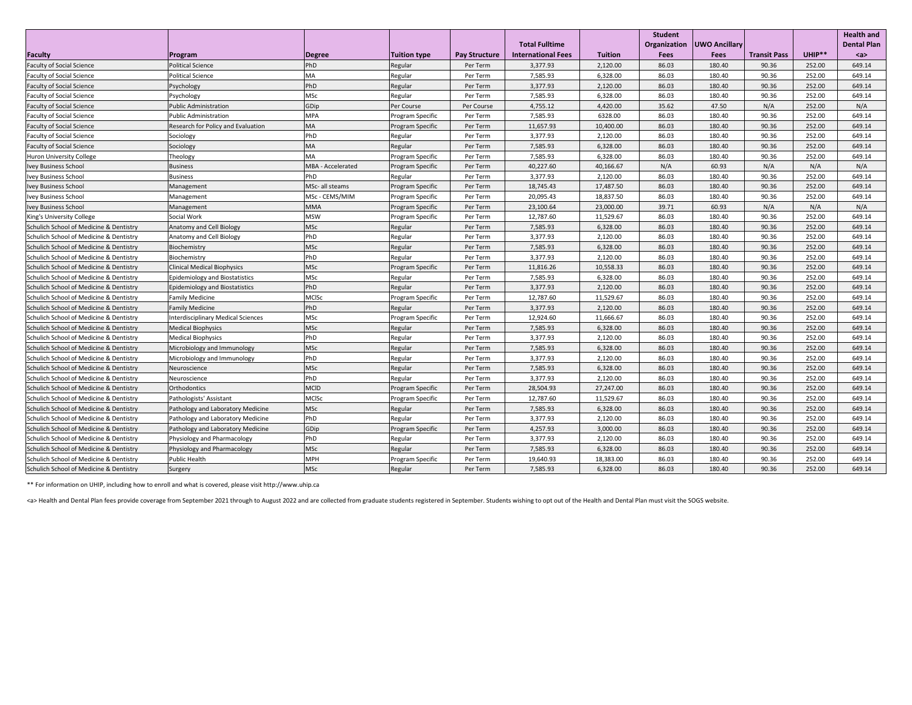| Faculty | Program | Degree | Tuition type | Pay Structure | Total Fulltime International Fees | Tuition | Student Organization Fees | UWO Ancillary Fees | Transit Pass | UHIP** | Health and Dental Plan <a> |
|---|---|---|---|---|---|---|---|---|---|---|---|
| Faculty of Social Science | Political Science | PhD | Regular | Per Term | 3,377.93 | 2,120.00 | 86.03 | 180.40 | 90.36 | 252.00 | 649.14 |
| Faculty of Social Science | Political Science | MA | Regular | Per Term | 7,585.93 | 6,328.00 | 86.03 | 180.40 | 90.36 | 252.00 | 649.14 |
| Faculty of Social Science | Psychology | PhD | Regular | Per Term | 3,377.93 | 2,120.00 | 86.03 | 180.40 | 90.36 | 252.00 | 649.14 |
| Faculty of Social Science | Psychology | MSc | Regular | Per Term | 7,585.93 | 6,328.00 | 86.03 | 180.40 | 90.36 | 252.00 | 649.14 |
| Faculty of Social Science | Public Administration | GDip | Per Course | Per Course | 4,755.12 | 4,420.00 | 35.62 | 47.50 | N/A | 252.00 | N/A |
| Faculty of Social Science | Public Administration | MPA | Program Specific | Per Term | 7,585.93 | 6328.00 | 86.03 | 180.40 | 90.36 | 252.00 | 649.14 |
| Faculty of Social Science | Research for Policy and Evaluation | MA | Program Specific | Per Term | 11,657.93 | 10,400.00 | 86.03 | 180.40 | 90.36 | 252.00 | 649.14 |
| Faculty of Social Science | Sociology | PhD | Regular | Per Term | 3,377.93 | 2,120.00 | 86.03 | 180.40 | 90.36 | 252.00 | 649.14 |
| Faculty of Social Science | Sociology | MA | Regular | Per Term | 7,585.93 | 6,328.00 | 86.03 | 180.40 | 90.36 | 252.00 | 649.14 |
| Huron University College | Theology | MA | Program Specific | Per Term | 7,585.93 | 6,328.00 | 86.03 | 180.40 | 90.36 | 252.00 | 649.14 |
| Ivey Business School | Business | MBA - Accelerated | Program Specific | Per Term | 40,227.60 | 40,166.67 | N/A | 60.93 | N/A | N/A | N/A |
| Ivey Business School | Business | PhD | Regular | Per Term | 3,377.93 | 2,120.00 | 86.03 | 180.40 | 90.36 | 252.00 | 649.14 |
| Ivey Business School | Management | MSc- all steams | Program Specific | Per Term | 18,745.43 | 17,487.50 | 86.03 | 180.40 | 90.36 | 252.00 | 649.14 |
| Ivey Business School | Management | MSc - CEMS/MIM | Program Specific | Per Term | 20,095.43 | 18,837.50 | 86.03 | 180.40 | 90.36 | 252.00 | 649.14 |
| Ivey Business School | Management | MMA | Program Specific | Per Term | 23,100.64 | 23,000.00 | 39.71 | 60.93 | N/A | N/A | N/A |
| King's University College | Social Work | MSW | Program Specific | Per Term | 12,787.60 | 11,529.67 | 86.03 | 180.40 | 90.36 | 252.00 | 649.14 |
| Schulich School of Medicine & Dentistry | Anatomy and Cell Biology | MSc | Regular | Per Term | 7,585.93 | 6,328.00 | 86.03 | 180.40 | 90.36 | 252.00 | 649.14 |
| Schulich School of Medicine & Dentistry | Anatomy and Cell Biology | PhD | Regular | Per Term | 3,377.93 | 2,120.00 | 86.03 | 180.40 | 90.36 | 252.00 | 649.14 |
| Schulich School of Medicine & Dentistry | Biochemistry | MSc | Regular | Per Term | 7,585.93 | 6,328.00 | 86.03 | 180.40 | 90.36 | 252.00 | 649.14 |
| Schulich School of Medicine & Dentistry | Biochemistry | PhD | Regular | Per Term | 3,377.93 | 2,120.00 | 86.03 | 180.40 | 90.36 | 252.00 | 649.14 |
| Schulich School of Medicine & Dentistry | Clinical Medical Biophysics | MSc | Program Specific | Per Term | 11,816.26 | 10,558.33 | 86.03 | 180.40 | 90.36 | 252.00 | 649.14 |
| Schulich School of Medicine & Dentistry | Epidemiology and Biostatistics | MSc | Regular | Per Term | 7,585.93 | 6,328.00 | 86.03 | 180.40 | 90.36 | 252.00 | 649.14 |
| Schulich School of Medicine & Dentistry | Epidemiology and Biostatistics | PhD | Regular | Per Term | 3,377.93 | 2,120.00 | 86.03 | 180.40 | 90.36 | 252.00 | 649.14 |
| Schulich School of Medicine & Dentistry | Family Medicine | MClSc | Program Specific | Per Term | 12,787.60 | 11,529.67 | 86.03 | 180.40 | 90.36 | 252.00 | 649.14 |
| Schulich School of Medicine & Dentistry | Family Medicine | PhD | Regular | Per Term | 3,377.93 | 2,120.00 | 86.03 | 180.40 | 90.36 | 252.00 | 649.14 |
| Schulich School of Medicine & Dentistry | Interdisciplinary Medical Sciences | MSc | Program Specific | Per Term | 12,924.60 | 11,666.67 | 86.03 | 180.40 | 90.36 | 252.00 | 649.14 |
| Schulich School of Medicine & Dentistry | Medical Biophysics | MSc | Regular | Per Term | 7,585.93 | 6,328.00 | 86.03 | 180.40 | 90.36 | 252.00 | 649.14 |
| Schulich School of Medicine & Dentistry | Medical Biophysics | PhD | Regular | Per Term | 3,377.93 | 2,120.00 | 86.03 | 180.40 | 90.36 | 252.00 | 649.14 |
| Schulich School of Medicine & Dentistry | Microbiology and Immunology | MSc | Regular | Per Term | 7,585.93 | 6,328.00 | 86.03 | 180.40 | 90.36 | 252.00 | 649.14 |
| Schulich School of Medicine & Dentistry | Microbiology and Immunology | PhD | Regular | Per Term | 3,377.93 | 2,120.00 | 86.03 | 180.40 | 90.36 | 252.00 | 649.14 |
| Schulich School of Medicine & Dentistry | Neuroscience | MSc | Regular | Per Term | 7,585.93 | 6,328.00 | 86.03 | 180.40 | 90.36 | 252.00 | 649.14 |
| Schulich School of Medicine & Dentistry | Neuroscience | PhD | Regular | Per Term | 3,377.93 | 2,120.00 | 86.03 | 180.40 | 90.36 | 252.00 | 649.14 |
| Schulich School of Medicine & Dentistry | Orthodontics | MClD | Program Specific | Per Term | 28,504.93 | 27,247.00 | 86.03 | 180.40 | 90.36 | 252.00 | 649.14 |
| Schulich School of Medicine & Dentistry | Pathologists' Assistant | MClSc | Program Specific | Per Term | 12,787.60 | 11,529.67 | 86.03 | 180.40 | 90.36 | 252.00 | 649.14 |
| Schulich School of Medicine & Dentistry | Pathology and Laboratory Medicine | MSc | Regular | Per Term | 7,585.93 | 6,328.00 | 86.03 | 180.40 | 90.36 | 252.00 | 649.14 |
| Schulich School of Medicine & Dentistry | Pathology and Laboratory Medicine | PhD | Regular | Per Term | 3,377.93 | 2,120.00 | 86.03 | 180.40 | 90.36 | 252.00 | 649.14 |
| Schulich School of Medicine & Dentistry | Pathology and Laboratory Medicine | GDip | Program Specific | Per Term | 4,257.93 | 3,000.00 | 86.03 | 180.40 | 90.36 | 252.00 | 649.14 |
| Schulich School of Medicine & Dentistry | Physiology and Pharmacology | PhD | Regular | Per Term | 3,377.93 | 2,120.00 | 86.03 | 180.40 | 90.36 | 252.00 | 649.14 |
| Schulich School of Medicine & Dentistry | Physiology and Pharmacology | MSc | Regular | Per Term | 7,585.93 | 6,328.00 | 86.03 | 180.40 | 90.36 | 252.00 | 649.14 |
| Schulich School of Medicine & Dentistry | Public Health | MPH | Program Specific | Per Term | 19,640.93 | 18,383.00 | 86.03 | 180.40 | 90.36 | 252.00 | 649.14 |
| Schulich School of Medicine & Dentistry | Surgery | MSc | Regular | Per Term | 7,585.93 | 6,328.00 | 86.03 | 180.40 | 90.36 | 252.00 | 649.14 |

** For information on UHIP, including how to enroll and what is covered, please visit http://www.uhip.ca

<a> Health and Dental Plan fees provide coverage from September 2021 through to August 2022 and are collected from graduate students registered in September. Students wishing to opt out of the Health and Dental Plan must visit the SOGS website.